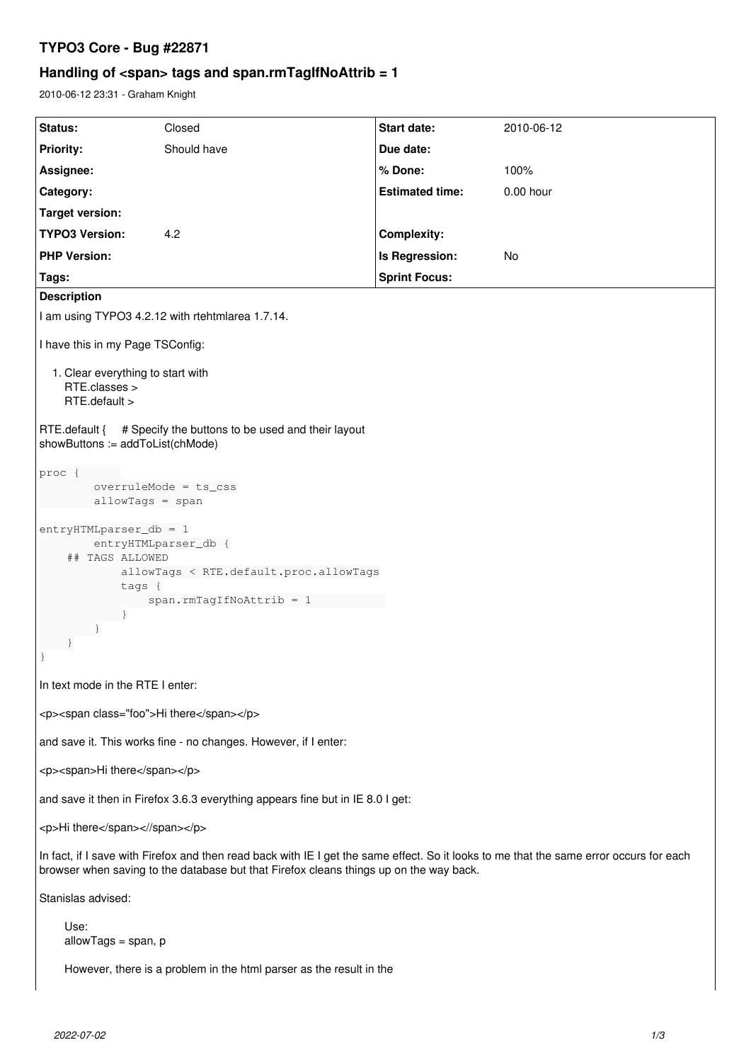# TYPO3 Core - Bug #22871

## Handling of <span> tags and span.rmTagIfNoAttrib = 1

2010-06-12 23:31 - Graham Knight

| Status: | Closed | Start date: | 2010-06-12 |
|---|---|---|---|
| Priority: | Should have | Due date: | |
| Assignee: | | % Done: | 100% |
| Category: | | Estimated time: | 0.00 hour |
| Target version: | | | |
| TYPO3 Version: | 4.2 | Complexity: | |
| PHP Version: | | Is Regression: | No |
| Tags: | | Sprint Focus: | |

**Description**

I am using TYPO3 4.2.12 with rtehtmlarea 1.7.14.

I have this in my Page TSConfig:

1. Clear everything to start with
   RTE.classes >
   RTE.default >

RTE.default {     # Specify the buttons to be used and their layout
showButtons := addToList(chMode)

```
proc {
        overruleMode = ts_css
        allowTags = span

entryHTMLparser_db = 1
        entryHTMLparser_db {
    ## TAGS ALLOWED
            allowTags < RTE.default.proc.allowTags
            tags {
                span.rmTagIfNoAttrib = 1
            }
        }
    }
}
```

In text mode in the RTE I enter:

<p><span class="foo">Hi there</span></p>

and save it. This works fine - no changes. However, if I enter:

<p><span>Hi there</span></p>

and save it then in Firefox 3.6.3 everything appears fine but in IE 8.0 I get:

<p>Hi there</span><//span></p>

In fact, if I save with Firefox and then read back with IE I get the same effect. So it looks to me that the same error occurs for each browser when saving to the database but that Firefox cleans things up on the way back.

Stanislas advised:

> Use:
> allowTags = span, p
>
> However, there is a problem in the html parser as the result in the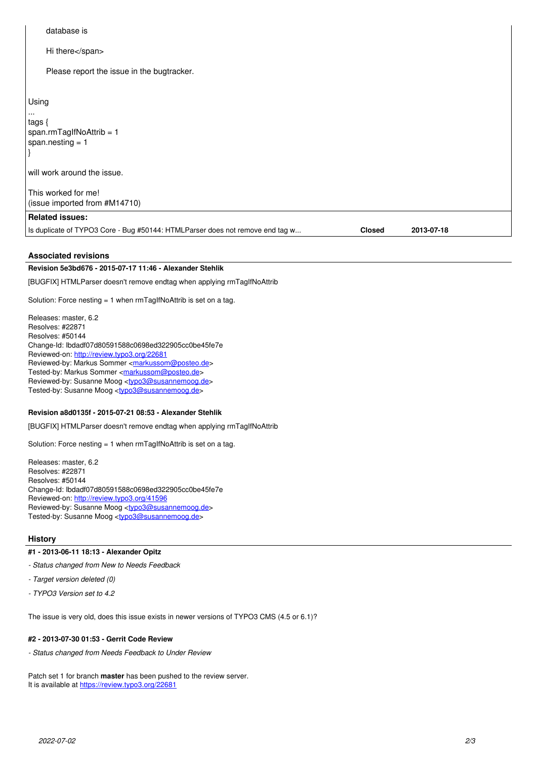database is

Hi there</span>

Please report the issue in the bugtracker.

Using
...
tags {
span.rmTagIfNoAttrib = 1
span.nesting = 1
}

will work around the issue.

This worked for me!
(issue imported from #M14710)

**Related issues:**

| | | |
|---|---|---|
| Is duplicate of TYPO3 Core - Bug #50144: HTMLParser does not remove end tag w... | **Closed** | **2013-07-18** |

### Associated revisions

**Revision 5e3bd676 - 2015-07-17 11:46 - Alexander Stehlik**

[BUGFIX] HTMLParser doesn't remove endtag when applying rmTagIfNoAttrib

Solution: Force nesting = 1 when rmTagIfNoAttrib is set on a tag.

Releases: master, 6.2
Resolves: #22871
Resolves: #50144
Change-Id: Ibdadf07d80591588c0698ed322905cc0be45fe7e
Reviewed-on: http://review.typo3.org/22681
Reviewed-by: Markus Sommer <markussom@posteo.de>
Tested-by: Markus Sommer <markussom@posteo.de>
Reviewed-by: Susanne Moog <typo3@susannemoog.de>
Tested-by: Susanne Moog <typo3@susannemoog.de>

**Revision a8d0135f - 2015-07-21 08:53 - Alexander Stehlik**

[BUGFIX] HTMLParser doesn't remove endtag when applying rmTagIfNoAttrib

Solution: Force nesting = 1 when rmTagIfNoAttrib is set on a tag.

Releases: master, 6.2
Resolves: #22871
Resolves: #50144
Change-Id: Ibdadf07d80591588c0698ed322905cc0be45fe7e
Reviewed-on: http://review.typo3.org/41596
Reviewed-by: Susanne Moog <typo3@susannemoog.de>
Tested-by: Susanne Moog <typo3@susannemoog.de>

### History

**#1 - 2013-06-11 18:13 - Alexander Opitz**

- *Status changed from New to Needs Feedback*
- *Target version deleted (0)*
- *TYPO3 Version set to 4.2*

The issue is very old, does this issue exists in newer versions of TYPO3 CMS (4.5 or 6.1)?

**#2 - 2013-07-30 01:53 - Gerrit Code Review**

- *Status changed from Needs Feedback to Under Review*

Patch set 1 for branch **master** has been pushed to the review server.
It is available at https://review.typo3.org/22681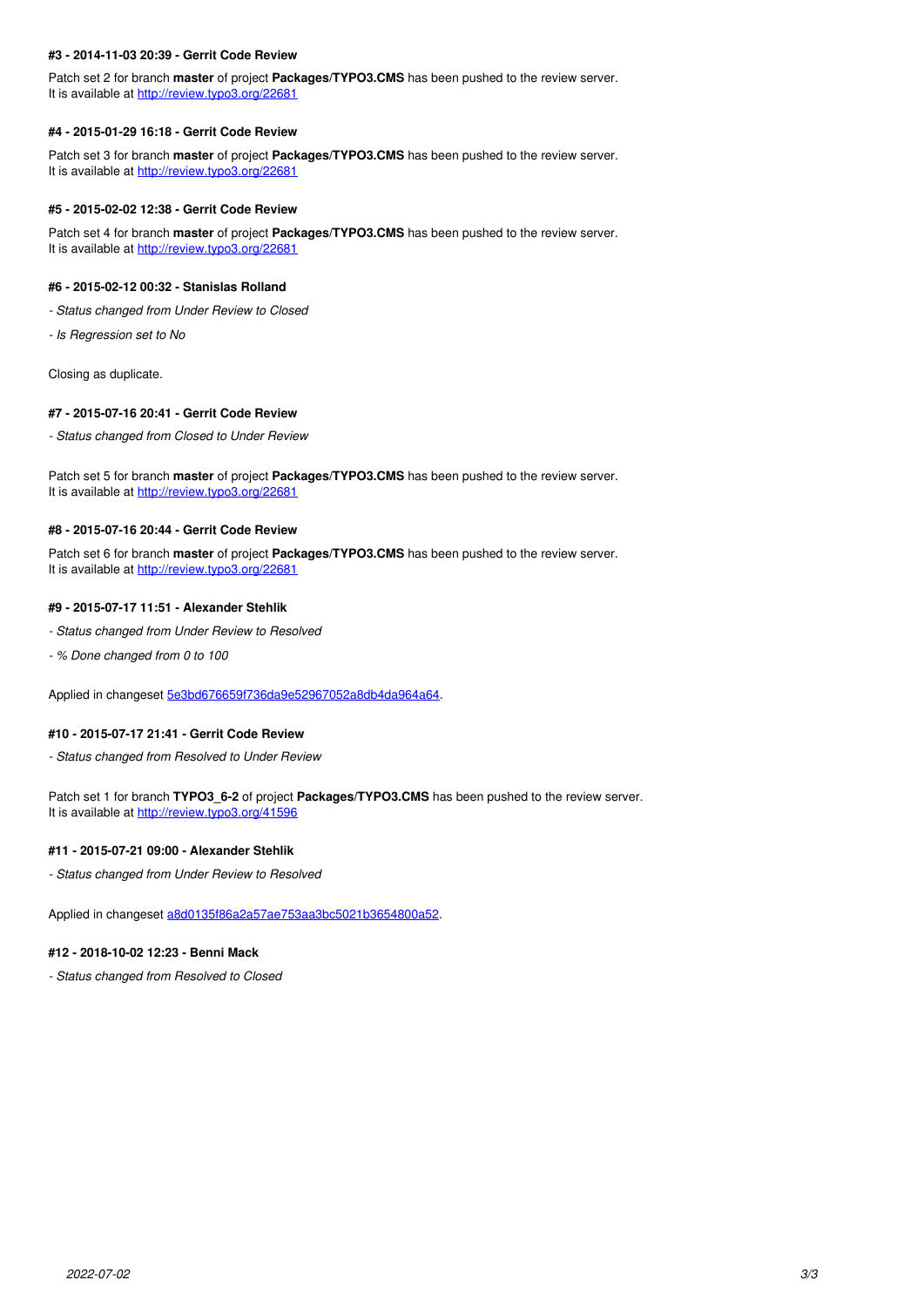#### #3 - 2014-11-03 20:39 - Gerrit Code Review

Patch set 2 for branch **master** of project **Packages/TYPO3.CMS** has been pushed to the review server.
It is available at http://review.typo3.org/22681

#### #4 - 2015-01-29 16:18 - Gerrit Code Review

Patch set 3 for branch **master** of project **Packages/TYPO3.CMS** has been pushed to the review server.
It is available at http://review.typo3.org/22681

#### #5 - 2015-02-02 12:38 - Gerrit Code Review

Patch set 4 for branch **master** of project **Packages/TYPO3.CMS** has been pushed to the review server.
It is available at http://review.typo3.org/22681

#### #6 - 2015-02-12 00:32 - Stanislas Rolland

*- Status changed from Under Review to Closed*

*- Is Regression set to No*

Closing as duplicate.

#### #7 - 2015-07-16 20:41 - Gerrit Code Review

*- Status changed from Closed to Under Review*

Patch set 5 for branch **master** of project **Packages/TYPO3.CMS** has been pushed to the review server.
It is available at http://review.typo3.org/22681

#### #8 - 2015-07-16 20:44 - Gerrit Code Review

Patch set 6 for branch **master** of project **Packages/TYPO3.CMS** has been pushed to the review server.
It is available at http://review.typo3.org/22681

#### #9 - 2015-07-17 11:51 - Alexander Stehlik

*- Status changed from Under Review to Resolved*

*- % Done changed from 0 to 100*

Applied in changeset 5e3bd676659f736da9e52967052a8db4da964a64.

#### #10 - 2015-07-17 21:41 - Gerrit Code Review

*- Status changed from Resolved to Under Review*

Patch set 1 for branch **TYPO3_6-2** of project **Packages/TYPO3.CMS** has been pushed to the review server.
It is available at http://review.typo3.org/41596

#### #11 - 2015-07-21 09:00 - Alexander Stehlik

*- Status changed from Under Review to Resolved*

Applied in changeset a8d0135f86a2a57ae753aa3bc5021b3654800a52.

#### #12 - 2018-10-02 12:23 - Benni Mack

*- Status changed from Resolved to Closed*